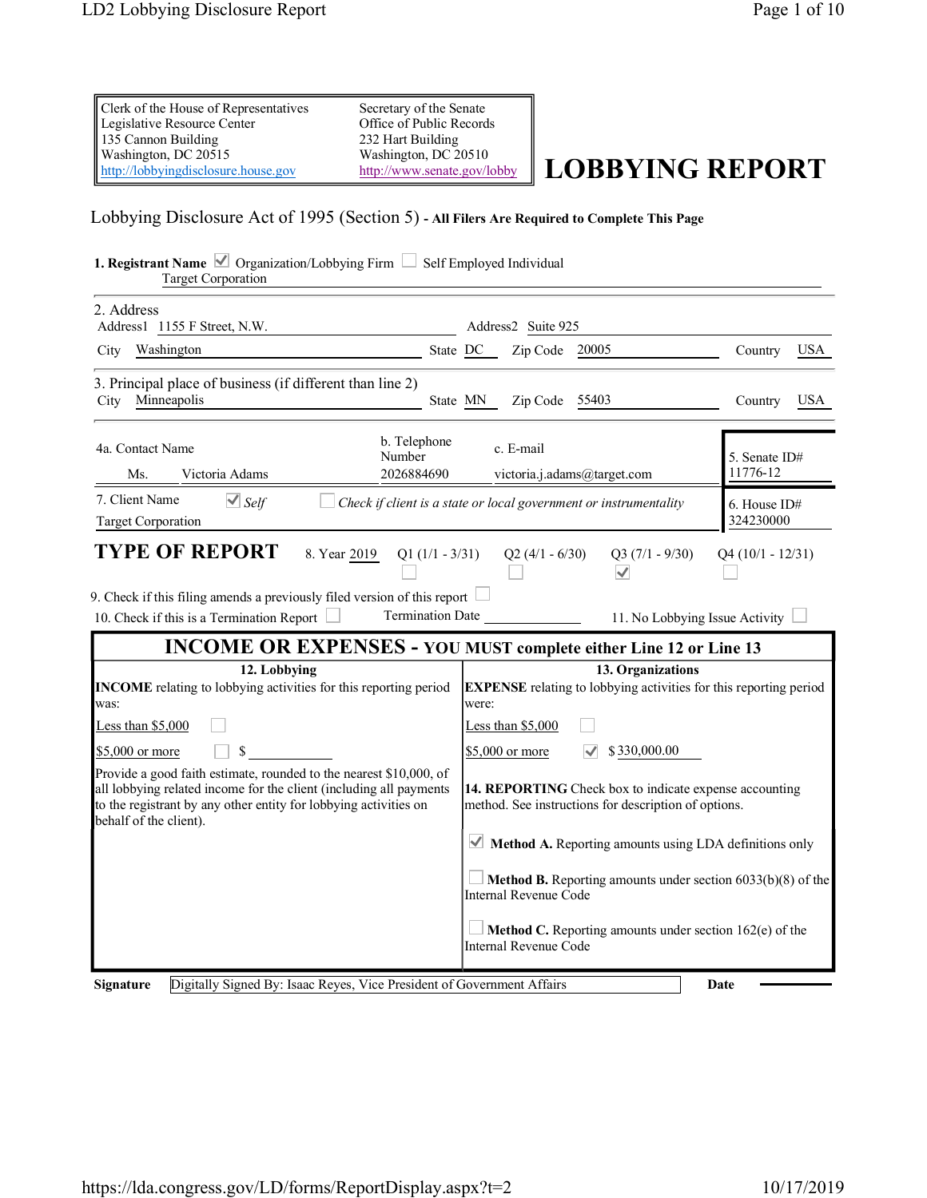| Clerk of the House of Representatives | Secretary of the Senate |
|---|---|
| Legislative Resource Center | Office of Public Records |
| 135 Cannon Building | 232 Hart Building |
| Washington, DC 20515 | Washington, DC 20510 |
| http://lobbyingdisclosure.house.gov | http://www.senate.gov/lobby |

# LOBBYING REPORT

Lobbying Disclosure Act of 1995 (Section 5) - **All Filers Are Required to Complete This Page**

**1. Registrant Name** ☑ Organization/Lobbying Firm ☐ Self Employed Individual

Target Corporation

2. Address

Address1 1155 F Street, N.W. Address2 Suite 925

City Washington State DC Zip Code 20005 Country USA

3. Principal place of business (if different than line 2)

City Minneapolis State MN Zip Code 55403 Country USA

| 4a. Contact Name | b. Telephone Number | c. E-mail | 5. Senate ID# |
|---|---|---|---|
| Ms. Victoria Adams | 2026884690 | victoria.j.adams@target.com | 11776-12 |

7. Client Name ☑ *Self* ☐ *Check if client is a state or local government or instrumentality*

Target Corporation

6. House ID# 324230000

## TYPE OF REPORT

8. Year 2019 Q1 (1/1 - 3/31) ☐ Q2 (4/1 - 6/30) ☐ Q3 (7/1 - 9/30) ☑ Q4 (10/1 - 12/31) ☐

9. Check if this filing amends a previously filed version of this report ☐

10. Check if this is a Termination Report ☐ Termination Date ____________ 11. No Lobbying Issue Activity ☐

## INCOME OR EXPENSES - YOU MUST complete either Line 12 or Line 13

**12. Lobbying**

**INCOME** relating to lobbying activities for this reporting period was:

Less than $5,000 ☐

$5,000 or more ☐ $ ____________

Provide a good faith estimate, rounded to the nearest $10,000, of all lobbying related income for the client (including all payments to the registrant by any other entity for lobbying activities on behalf of the client).

**13. Organizations**

**EXPENSE** relating to lobbying activities for this reporting period were:

Less than $5,000 ☐

$5,000 or more ☑ $ 330,000.00

**14. REPORTING** Check box to indicate expense accounting method. See instructions for description of options.

☑ **Method A.** Reporting amounts using LDA definitions only

☐ **Method B.** Reporting amounts under section 6033(b)(8) of the Internal Revenue Code

☐ **Method C.** Reporting amounts under section 162(e) of the Internal Revenue Code

**Signature** Digitally Signed By: Isaac Reyes, Vice President of Government Affairs **Date**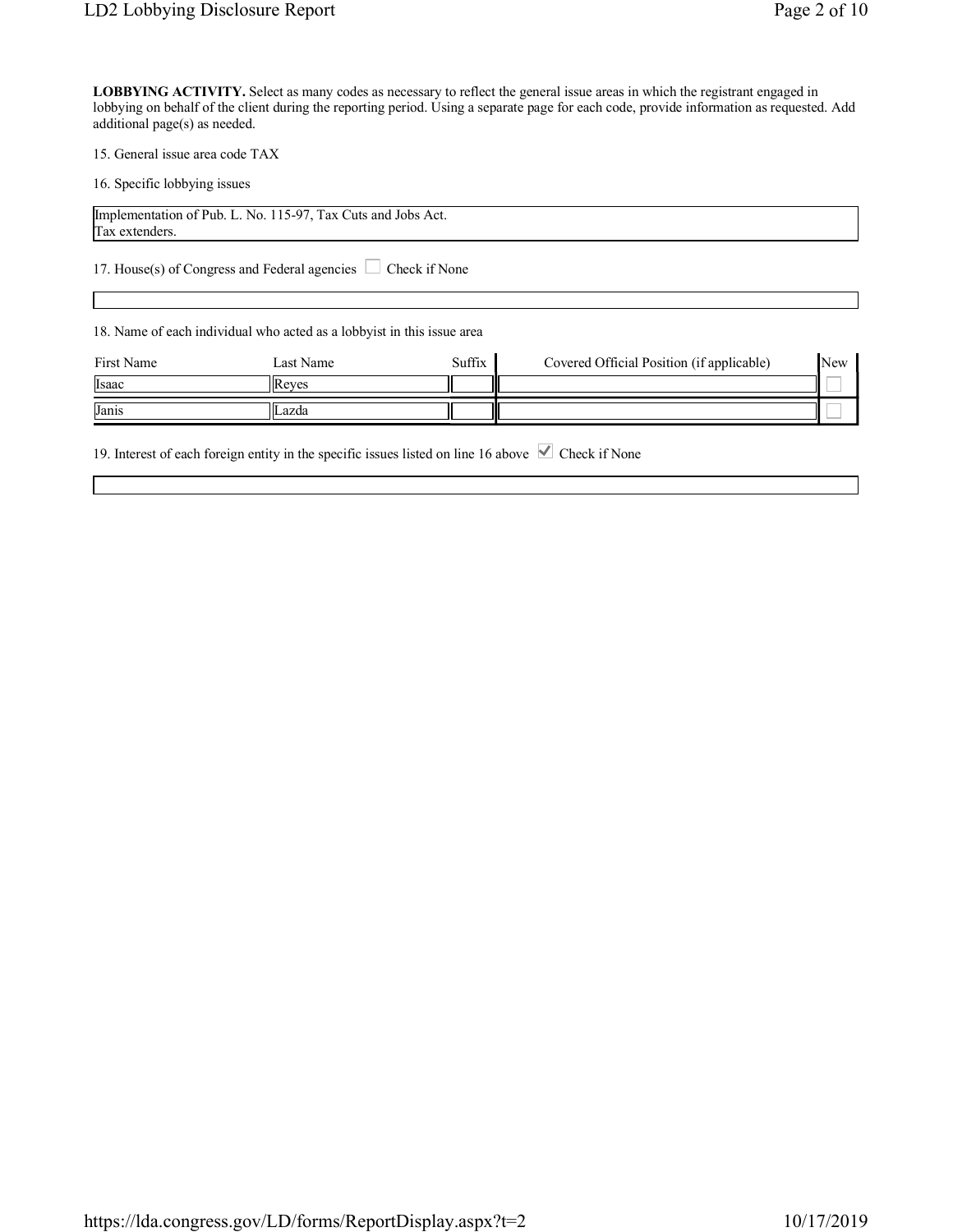**LOBBYING ACTIVITY.** Select as many codes as necessary to reflect the general issue areas in which the registrant engaged in lobbying on behalf of the client during the reporting period. Using a separate page for each code, provide information as requested. Add additional page(s) as needed.

15. General issue area code TAX

16. Specific lobbying issues

Implementation of Pub. L. No. 115-97, Tax Cuts and Jobs Act.
Tax extenders.

17. House(s) of Congress and Federal agencies ☐ Check if None

18. Name of each individual who acted as a lobbyist in this issue area

| First Name | Last Name | Suffix | Covered Official Position (if applicable) | New |
|---|---|---|---|---|
| Isaac | Reyes | | | ☐ |
| Janis | Lazda | | | ☐ |

19. Interest of each foreign entity in the specific issues listed on line 16 above ☑ Check if None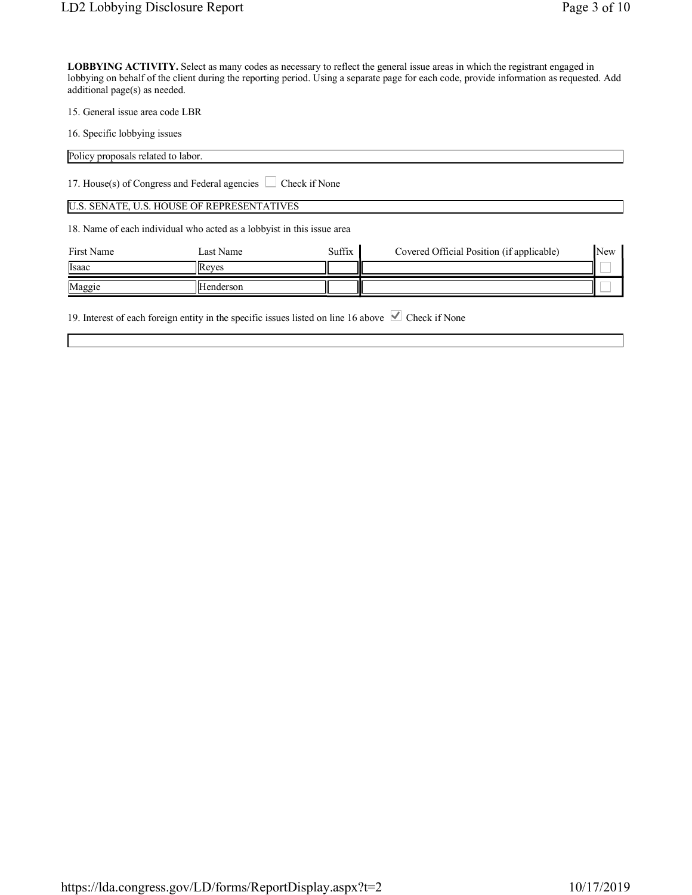**LOBBYING ACTIVITY.** Select as many codes as necessary to reflect the general issue areas in which the registrant engaged in lobbying on behalf of the client during the reporting period. Using a separate page for each code, provide information as requested. Add additional page(s) as needed.

15. General issue area code LBR

16. Specific lobbying issues

Policy proposals related to labor.

17. House(s) of Congress and Federal agencies ☐ Check if None

U.S. SENATE, U.S. HOUSE OF REPRESENTATIVES

18. Name of each individual who acted as a lobbyist in this issue area

| First Name | Last Name | Suffix | Covered Official Position (if applicable) | New |
|---|---|---|---|---|
| Isaac | Reyes | | | ☐ |
| Maggie | Henderson | | | ☐ |

19. Interest of each foreign entity in the specific issues listed on line 16 above ☑ Check if None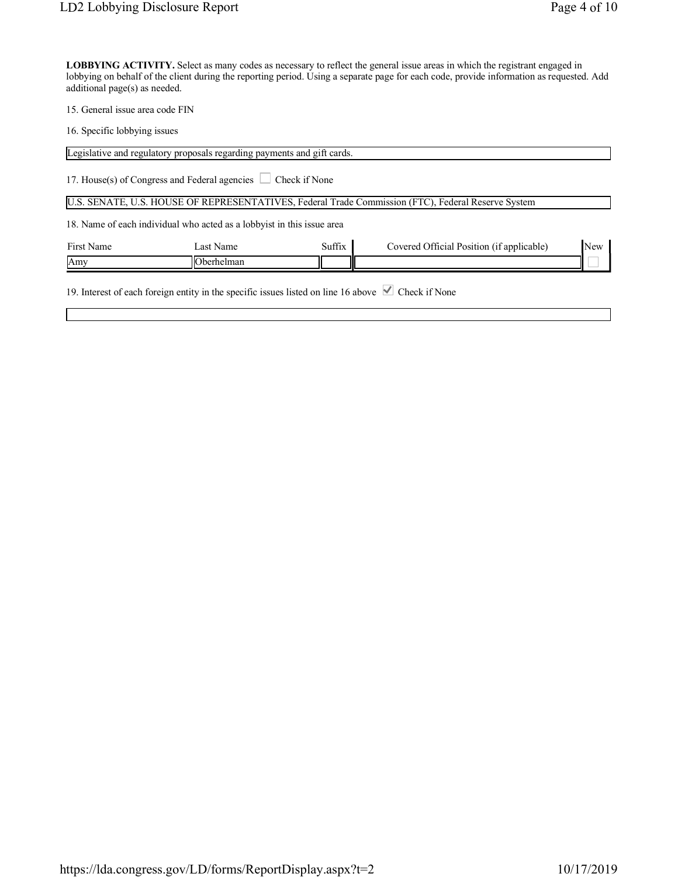**LOBBYING ACTIVITY.** Select as many codes as necessary to reflect the general issue areas in which the registrant engaged in lobbying on behalf of the client during the reporting period. Using a separate page for each code, provide information as requested. Add additional page(s) as needed.

15. General issue area code FIN

16. Specific lobbying issues

Legislative and regulatory proposals regarding payments and gift cards.

17. House(s) of Congress and Federal agencies ☐ Check if None

U.S. SENATE, U.S. HOUSE OF REPRESENTATIVES, Federal Trade Commission (FTC), Federal Reserve System

18. Name of each individual who acted as a lobbyist in this issue area

| First Name | Last Name | Suffix | Covered Official Position (if applicable) | New |
| --- | --- | --- | --- | --- |
| Amy | Oberhelman | | | ☐ |

19. Interest of each foreign entity in the specific issues listed on line 16 above ☑ Check if None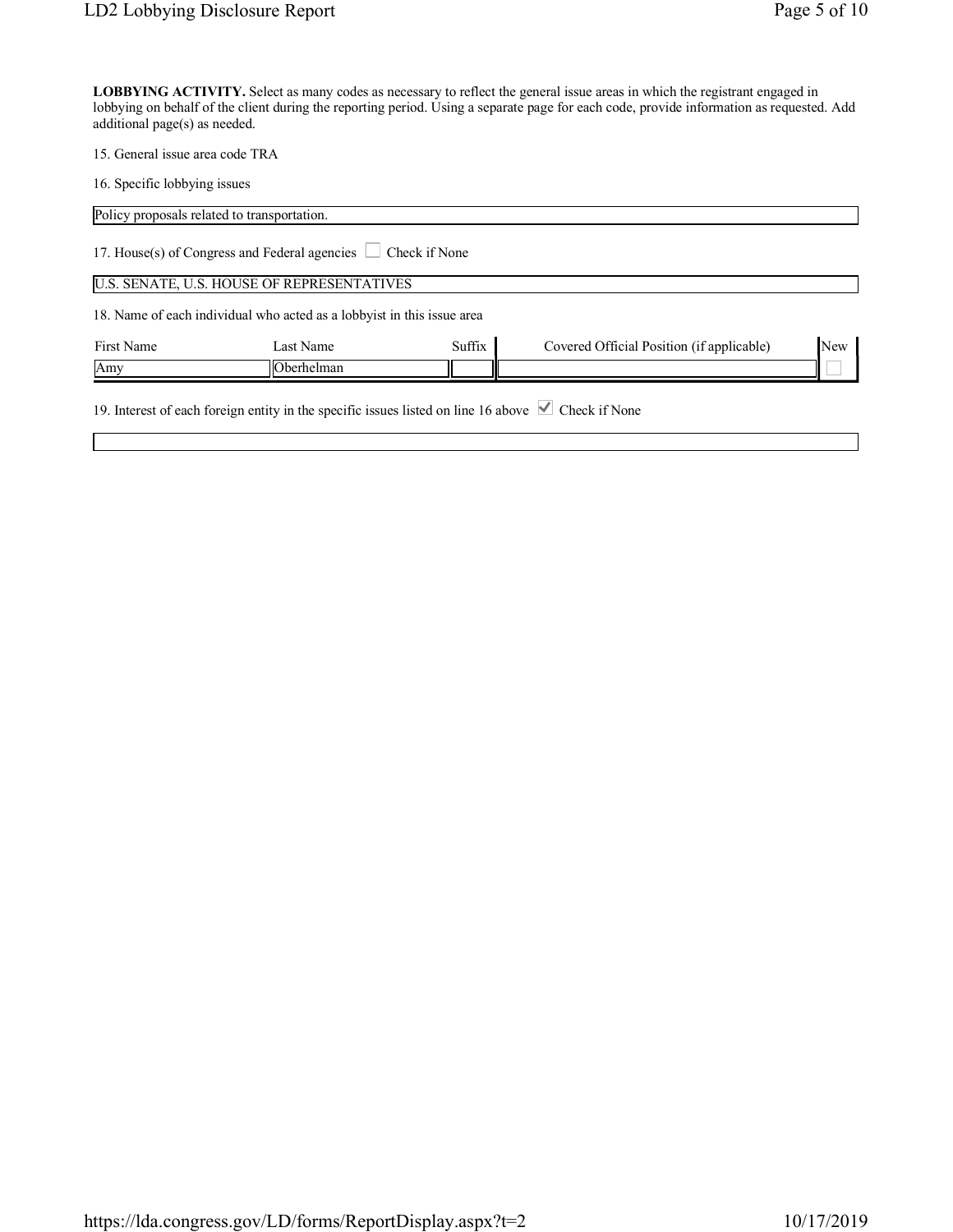**LOBBYING ACTIVITY.** Select as many codes as necessary to reflect the general issue areas in which the registrant engaged in lobbying on behalf of the client during the reporting period. Using a separate page for each code, provide information as requested. Add additional page(s) as needed.

15. General issue area code TRA

16. Specific lobbying issues

Policy proposals related to transportation.

17. House(s) of Congress and Federal agencies ☐ Check if None

U.S. SENATE, U.S. HOUSE OF REPRESENTATIVES

18. Name of each individual who acted as a lobbyist in this issue area

| First Name | Last Name | Suffix | Covered Official Position (if applicable) | New |
|---|---|---|---|---|
| Amy | Oberhelman | | | ☐ |

19. Interest of each foreign entity in the specific issues listed on line 16 above ☑ Check if None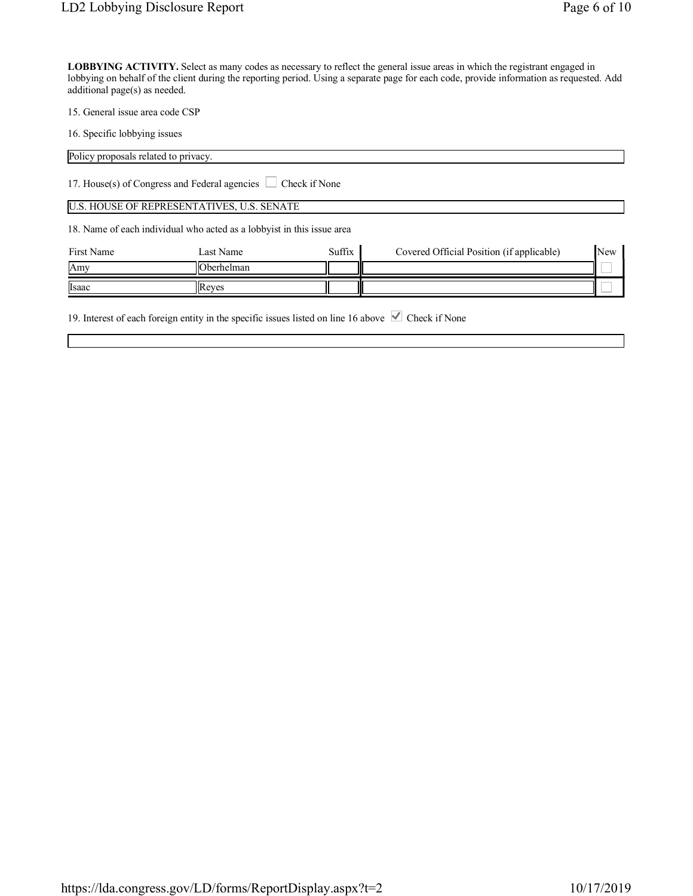**LOBBYING ACTIVITY.** Select as many codes as necessary to reflect the general issue areas in which the registrant engaged in lobbying on behalf of the client during the reporting period. Using a separate page for each code, provide information as requested. Add additional page(s) as needed.

15. General issue area code CSP

16. Specific lobbying issues

Policy proposals related to privacy.

17. House(s) of Congress and Federal agencies ☐ Check if None

U.S. HOUSE OF REPRESENTATIVES, U.S. SENATE

18. Name of each individual who acted as a lobbyist in this issue area

| First Name | Last Name | Suffix | Covered Official Position (if applicable) | New |
|---|---|---|---|---|
| Amy | Oberhelman | | | ☐ |
| Isaac | Reyes | | | ☐ |

19. Interest of each foreign entity in the specific issues listed on line 16 above ☑ Check if None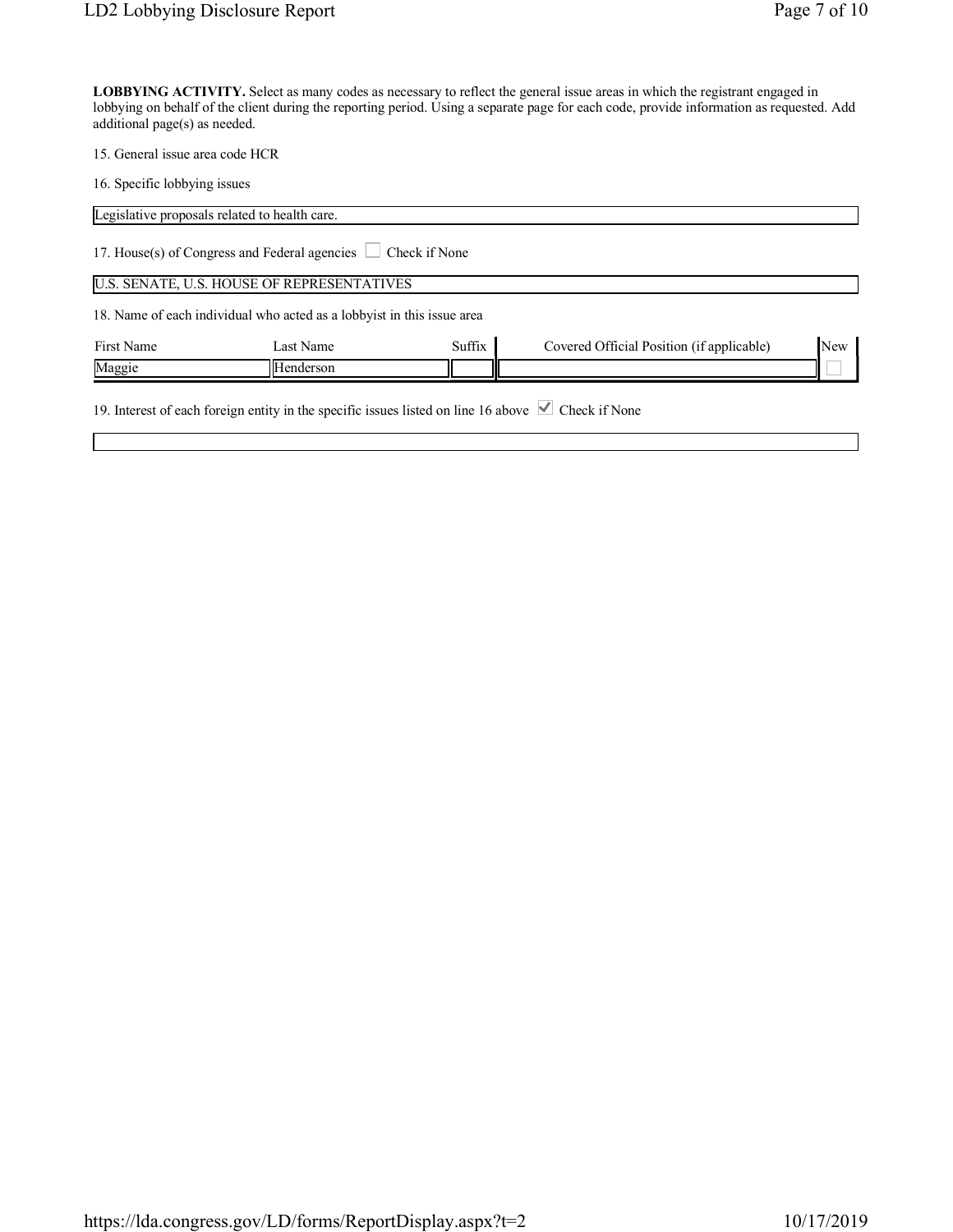**LOBBYING ACTIVITY.** Select as many codes as necessary to reflect the general issue areas in which the registrant engaged in lobbying on behalf of the client during the reporting period. Using a separate page for each code, provide information as requested. Add additional page(s) as needed.

15. General issue area code HCR

16. Specific lobbying issues

Legislative proposals related to health care.

17. House(s) of Congress and Federal agencies ☐ Check if None

U.S. SENATE, U.S. HOUSE OF REPRESENTATIVES

18. Name of each individual who acted as a lobbyist in this issue area

| First Name | Last Name | Suffix | Covered Official Position (if applicable) | New |
|---|---|---|---|---|
| Maggie | Henderson | | | ☐ |

19. Interest of each foreign entity in the specific issues listed on line 16 above ☑ Check if None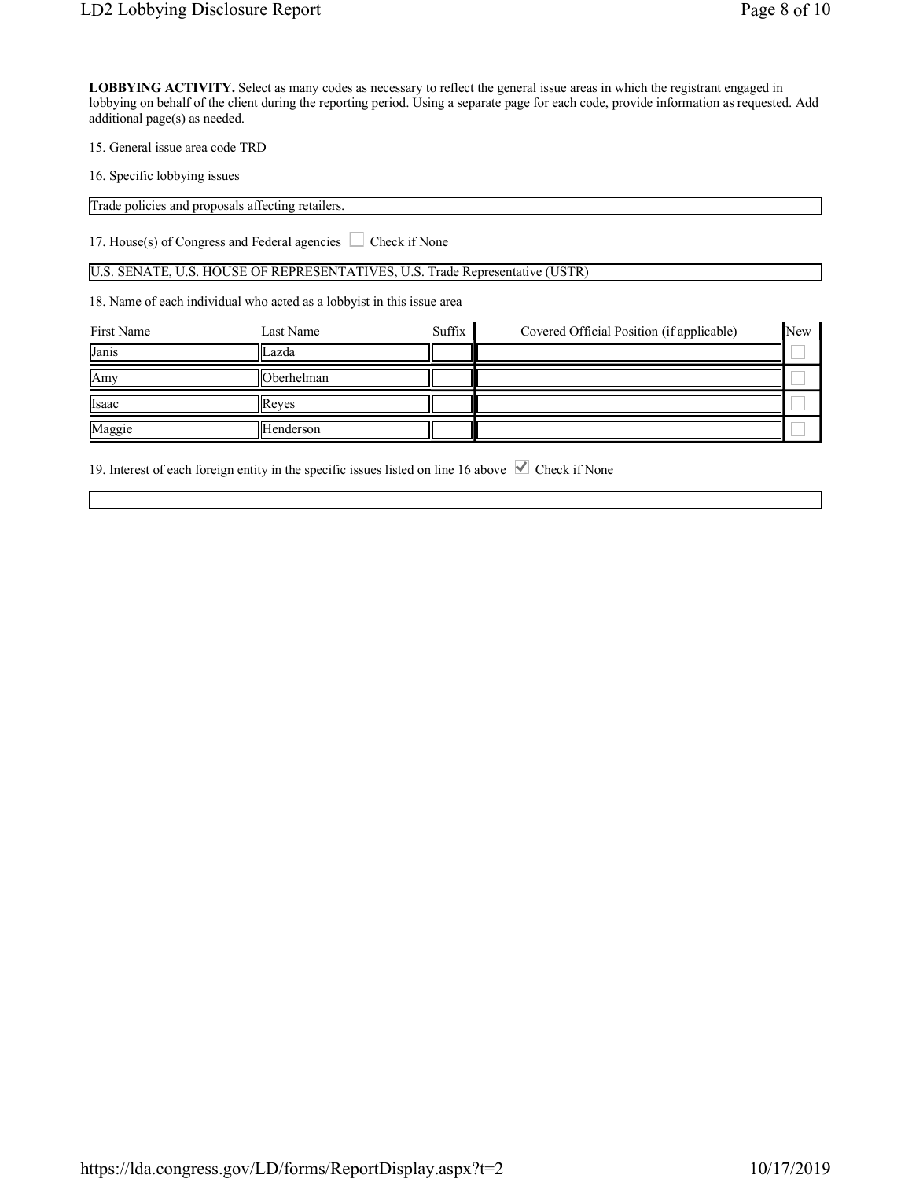**LOBBYING ACTIVITY.** Select as many codes as necessary to reflect the general issue areas in which the registrant engaged in lobbying on behalf of the client during the reporting period. Using a separate page for each code, provide information as requested. Add additional page(s) as needed.

15. General issue area code TRD

16. Specific lobbying issues

Trade policies and proposals affecting retailers.

17. House(s) of Congress and Federal agencies ☐ Check if None

U.S. SENATE, U.S. HOUSE OF REPRESENTATIVES, U.S. Trade Representative (USTR)

18. Name of each individual who acted as a lobbyist in this issue area

| First Name | Last Name | Suffix | Covered Official Position (if applicable) | New |
|---|---|---|---|---|
| Janis | Lazda | | | ☐ |
| Amy | Oberhelman | | | ☐ |
| Isaac | Reyes | | | ☐ |
| Maggie | Henderson | | | ☐ |

19. Interest of each foreign entity in the specific issues listed on line 16 above ☑ Check if None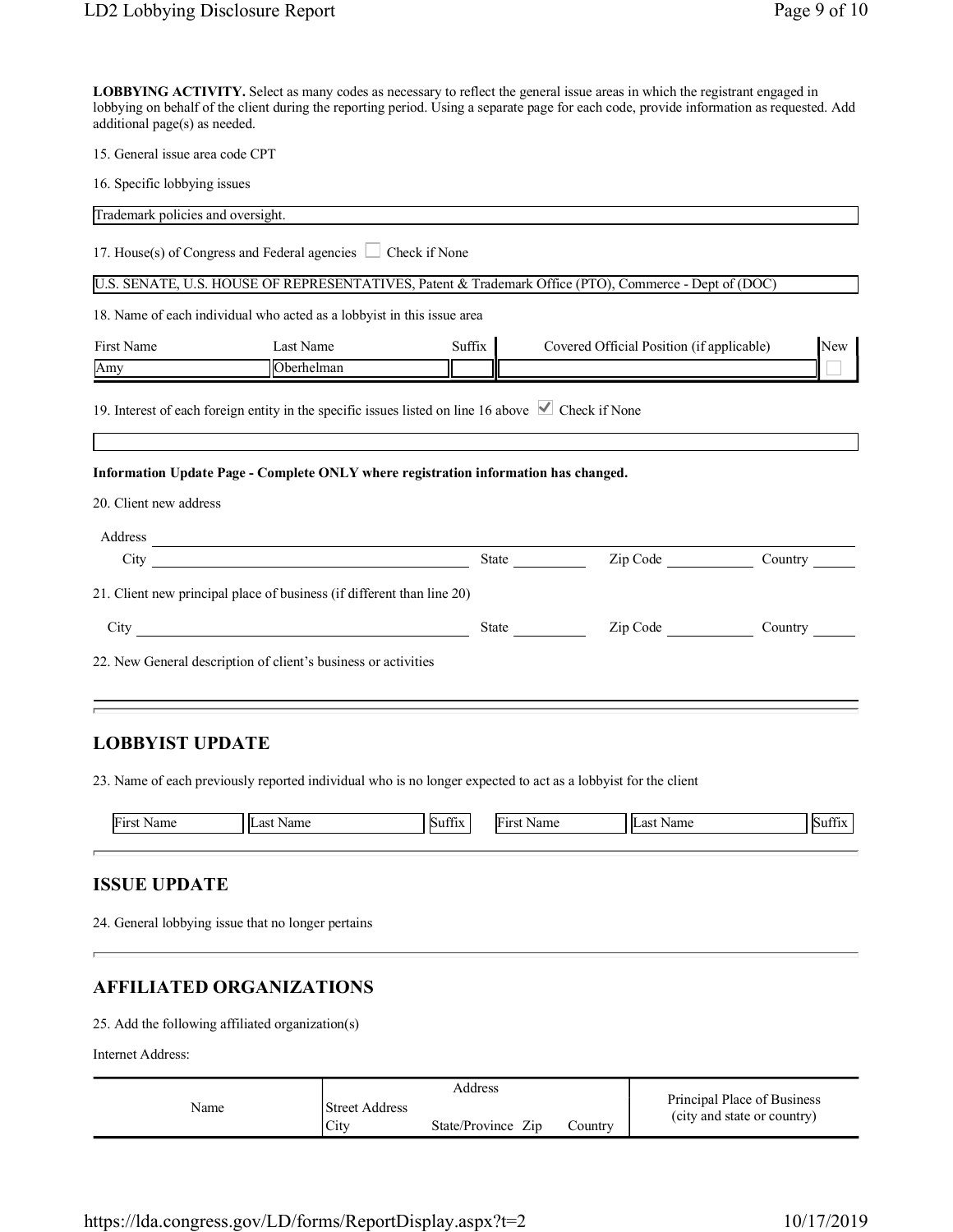**LOBBYING ACTIVITY.** Select as many codes as necessary to reflect the general issue areas in which the registrant engaged in lobbying on behalf of the client during the reporting period. Using a separate page for each code, provide information as requested. Add additional page(s) as needed.

15. General issue area code CPT

16. Specific lobbying issues

Trademark policies and oversight.

17. House(s) of Congress and Federal agencies ☐ Check if None

U.S. SENATE, U.S. HOUSE OF REPRESENTATIVES, Patent & Trademark Office (PTO), Commerce - Dept of (DOC)

18. Name of each individual who acted as a lobbyist in this issue area

| First Name | Last Name | Suffix | Covered Official Position (if applicable) | New |
|---|---|---|---|---|
| Amy | Oberhelman | | | ☐ |

19. Interest of each foreign entity in the specific issues listed on line 16 above ☑ Check if None

**Information Update Page - Complete ONLY where registration information has changed.**

20. Client new address

Address

City State Zip Code Country

21. Client new principal place of business (if different than line 20)

City State Zip Code Country

22. New General description of client's business or activities

## LOBBYIST UPDATE

23. Name of each previously reported individual who is no longer expected to act as a lobbyist for the client

| First Name | Last Name | Suffix | First Name | Last Name | Suffix |
|---|---|---|---|---|---|

## ISSUE UPDATE

24. General lobbying issue that no longer pertains

## AFFILIATED ORGANIZATIONS

25. Add the following affiliated organization(s)

Internet Address:

| Name | Address | | | | Principal Place of Business |
|---|---|---|---|---|---|
| | Street Address | | | | (city and state or country) |
| | City | State/Province | Zip | Country | |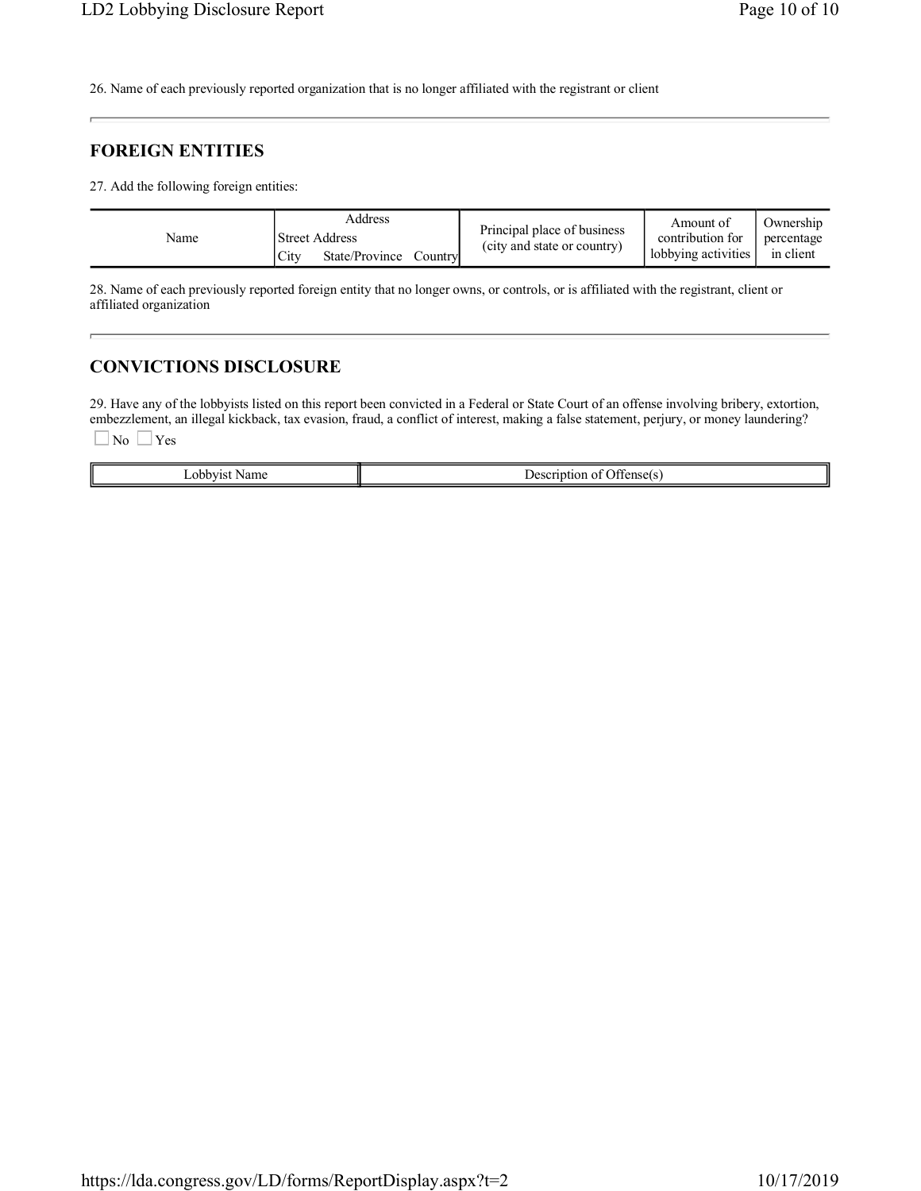26. Name of each previously reported organization that is no longer affiliated with the registrant or client

---

## FOREIGN ENTITIES

27. Add the following foreign entities:

| Name | Address<br>Street Address<br>City State/Province Country | Principal place of business (city and state or country) | Amount of contribution for lobbying activities | Ownership percentage in client |
|---|---|---|---|---|

28. Name of each previously reported foreign entity that no longer owns, or controls, or is affiliated with the registrant, client or affiliated organization

---

## CONVICTIONS DISCLOSURE

29. Have any of the lobbyists listed on this report been convicted in a Federal or State Court of an offense involving bribery, extortion, embezzlement, an illegal kickback, tax evasion, fraud, a conflict of interest, making a false statement, perjury, or money laundering?

☐ No ☐ Yes

| Lobbyist Name | Description of Offense(s) |
|---|---|